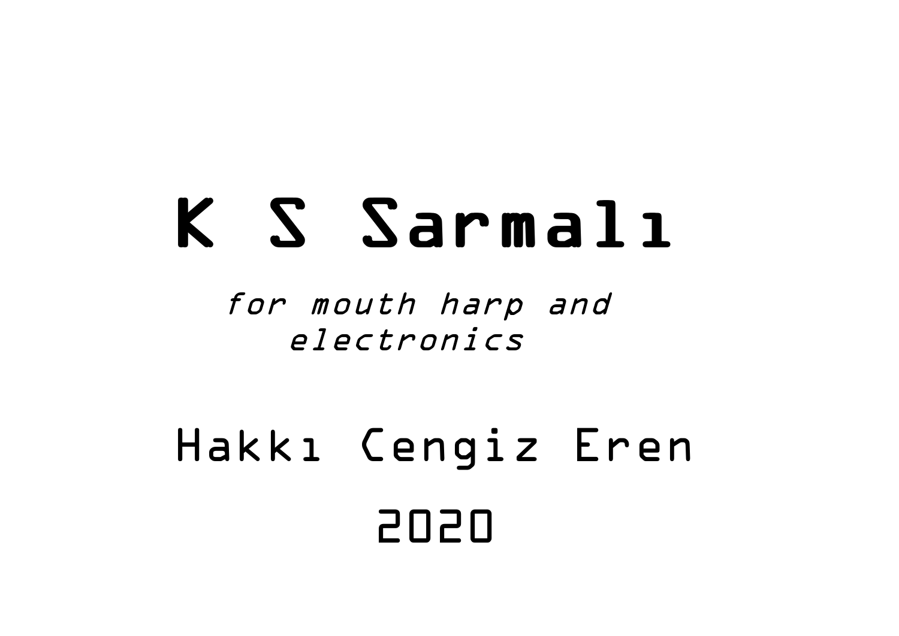# K S Sarmalı

*for mouth harp and electronics*

Hakkı Cengiz Eren

2020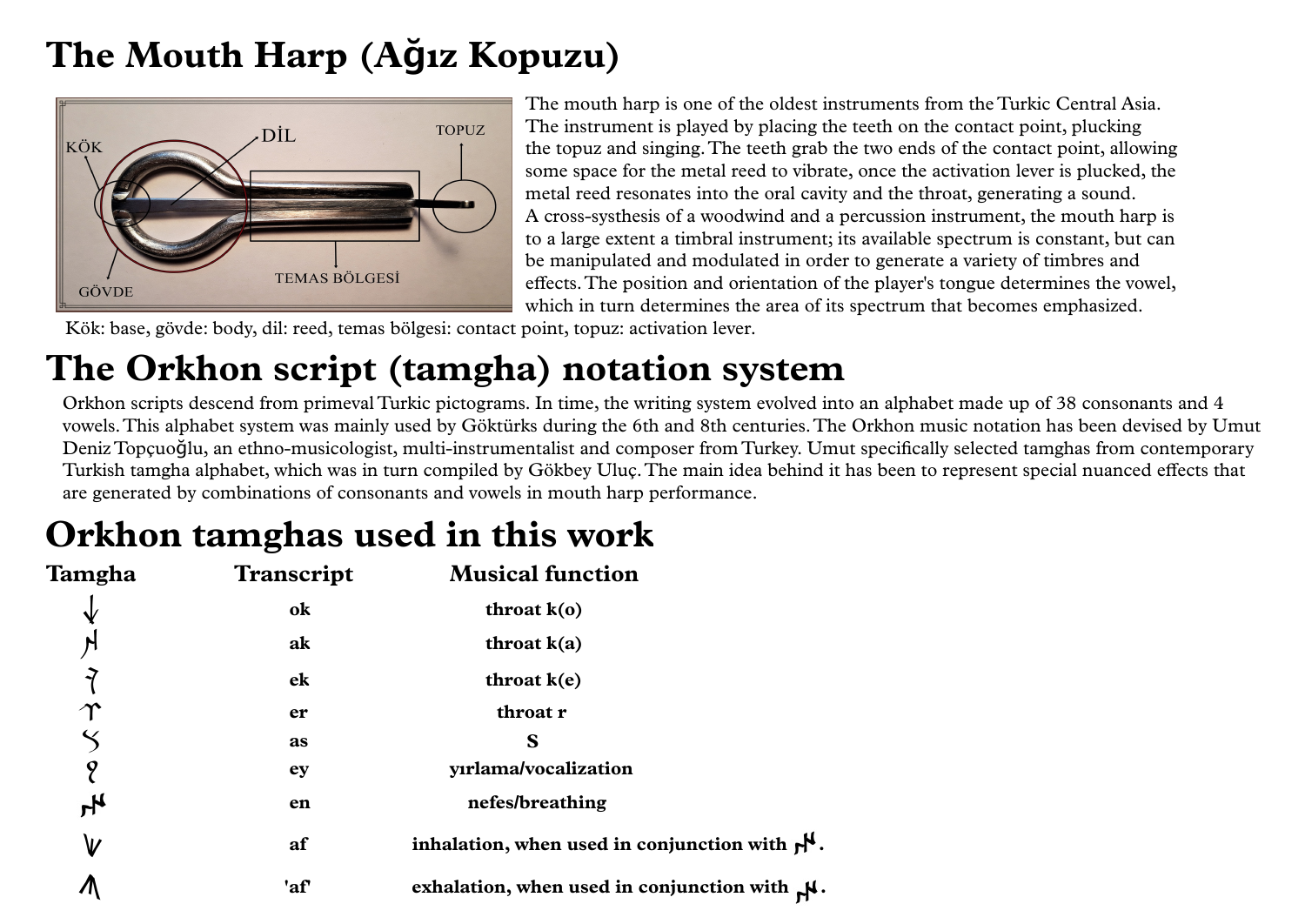# The Mouth Harp (Ağız Kopuzu)

The mouth harp is one of the oldest instruments from the Turkic Central Asia. The instrument is played by placing the teeth on the contact point, plucking the topuz and singing. The teeth grab the two ends of the contact point, allowing some space for the metal reed to vibrate, once the activation lever is plucked, the metal reed resonates into the oral cavity and the throat, generating a sound. A cross-systhesis of a woodwind and a percussion instrument, the mouth harp is to a large extent a timbral instrument; its available spectrum is constant, but can be manipulated and modulated in order to generate a variety of timbres and effects. The position and orientation of the player's tongue determines the vowel, which in turn determines the area of its spectrum that becomes emphasized.

Kök: base, gövde: body, dil: reed, temas bölgesi: contact point, topuz: activation lever.

# The Orkhon script (tamgha) notation system

Orkhon scripts descend from primeval Turkic pictograms. In time, the writing system evolved into an alphabet made up of 38 consonants and 4 vowels. This alphabet system was mainly used by Göktürks during the 6th and 8th centuries. The Orkhon music notation has been devised by Umut Deniz Topçuoğlu, an ethno-musicologist, multi-instrumentalist and composer from Turkey. Umut specifically selected tamghas from contemporary Turkish tamgha alphabet, which was in turn compiled by Gökbey Uluç. The main idea behind it has been to represent special nuanced effects that are generated by combinations of consonants and vowels in mouth harp performance.

# Orkhon tamghas used in this work

| Tamgha | Transcript | Musical function |
|---|---|---|
| 𐰜 | **ok** | **throat k(o)** |
| 𐰴 | **ak** | **throat k(a)** |
| 𐰚 | **ek** | **throat k(e)** |
| 𐰼 | **er** | **throat r** |
| 𐰽 | **as** | **S** |
| 𐰖 | **ey** | **yırlama/vocalization** |
| 𐰤 | **en** | **nefes/breathing** |
| 𐰯 | **af** | **inhalation, when used in conjunction with 𐰤.** |
| 𐰯 (inverted) | **'af'** | **exhalation, when used in conjunction with 𐰤.** |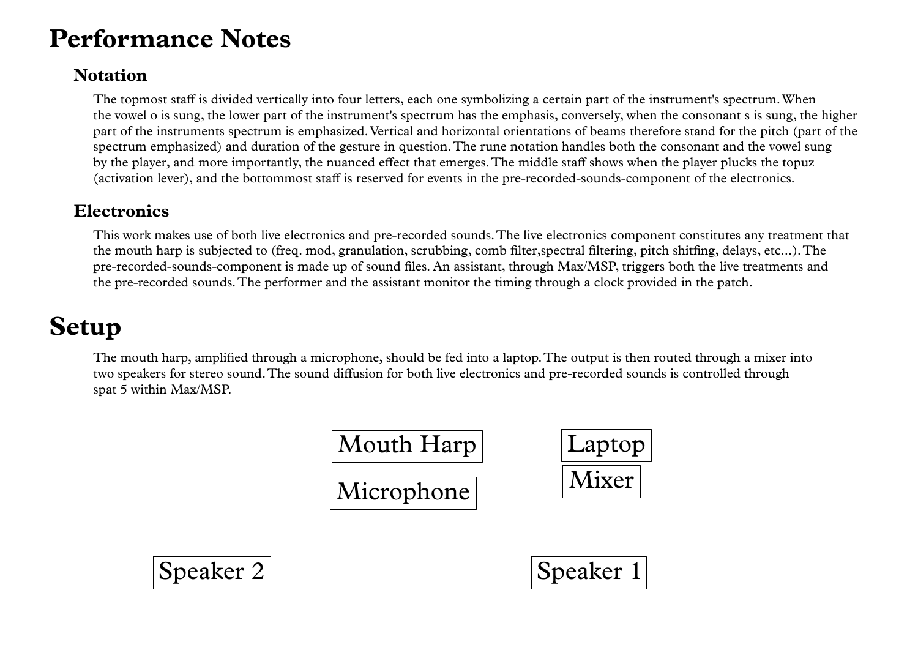# Performance Notes

## Notation

The topmost staff is divided vertically into four letters, each one symbolizing a certain part of the instrument's spectrum. When the vowel o is sung, the lower part of the instrument's spectrum has the emphasis, conversely, when the consonant s is sung, the higher part of the instruments spectrum is emphasized. Vertical and horizontal orientations of beams therefore stand for the pitch (part of the spectrum emphasized) and duration of the gesture in question. The rune notation handles both the consonant and the vowel sung by the player, and more importantly, the nuanced effect that emerges. The middle staff shows when the player plucks the topuz (activation lever), and the bottommost staff is reserved for events in the pre-recorded-sounds-component of the electronics.

## Electronics

This work makes use of both live electronics and pre-recorded sounds. The live electronics component constitutes any treatment that the mouth harp is subjected to (freq. mod, granulation, scrubbing, comb filter,spectral filtering, pitch shitfing, delays, etc...). The pre-recorded-sounds-component is made up of sound files. An assistant, through Max/MSP, triggers both the live treatments and the pre-recorded sounds. The performer and the assistant monitor the timing through a clock provided in the patch.

# Setup

The mouth harp, amplified through a microphone, should be fed into a laptop. The output is then routed through a mixer into two speakers for stereo sound. The sound diffusion for both live electronics and pre-recorded sounds is controlled through spat 5 within Max/MSP.

Mouth Harp

Microphone

Laptop

Mixer

Speaker 2

Speaker 1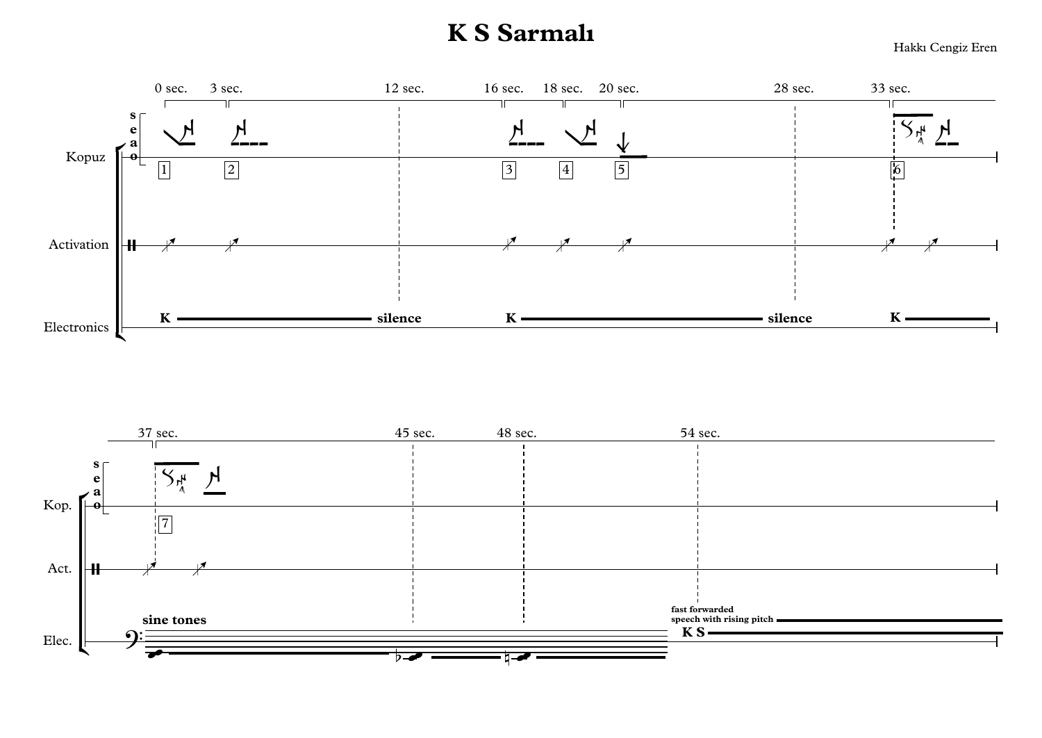# K S Sarmalı

Hakkı Cengiz Eren

0 sec. 3 sec. 12 sec. 16 sec. 18 sec. 20 sec. 28 sec. 33 sec.

s
e
a
o

Kopuz

1 2 3 4 5 6

Activation

Electronics

**K** **silence** **K** **silence** **K**

37 sec. 45 sec. 48 sec. 54 sec.

s
e
a
o

Kop.

7

Act.

Elec.

**sine tones**

**fast forwarded speech with rising pitch**

**K S**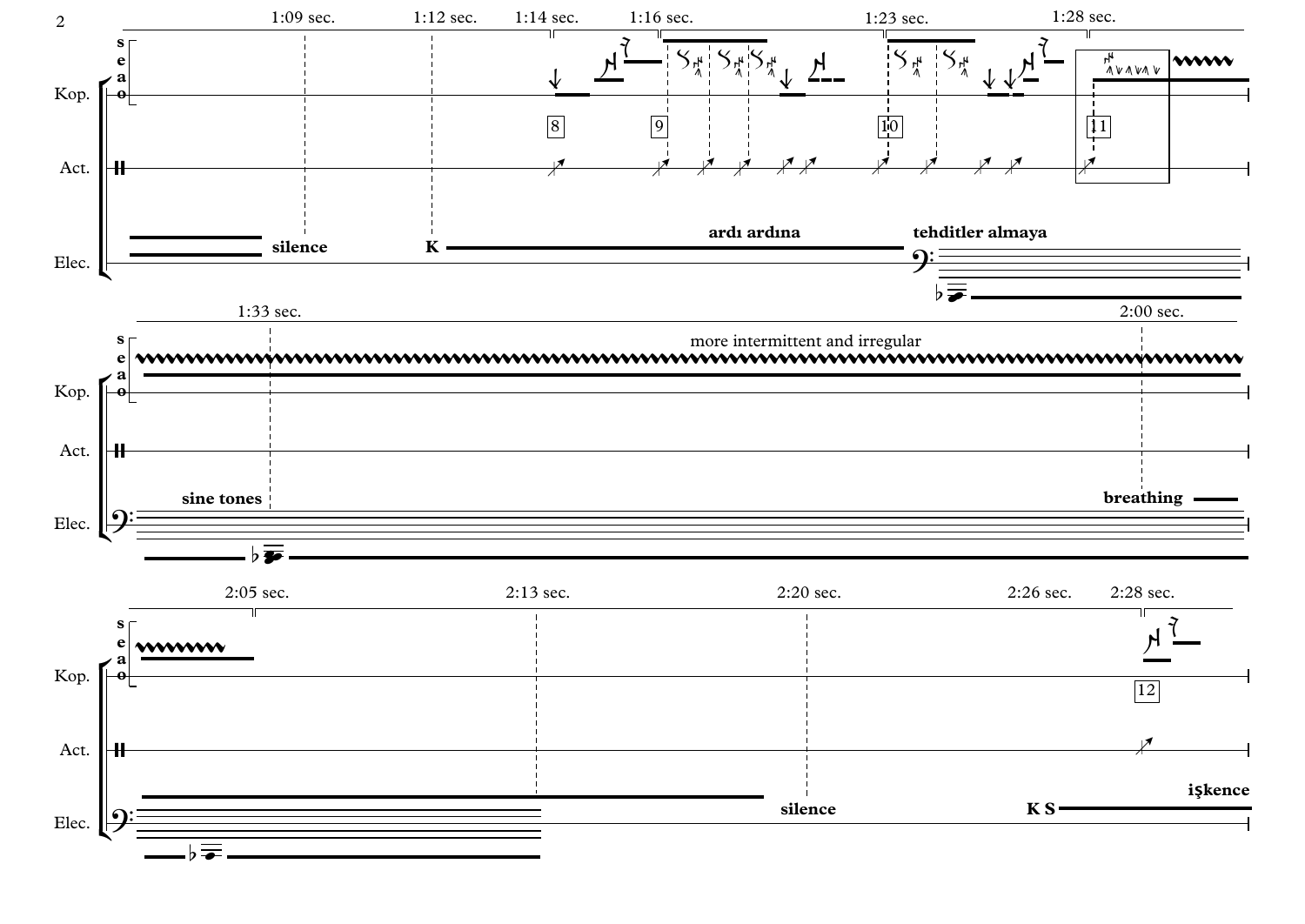1:09 sec. 1:12 sec. 1:14 sec. 1:16 sec. 1:23 sec. 1:28 sec.

s
e
a
o

Kop.

8 9 10 11

Act.

Elec.

silence

K

ardı ardına

tehditler almaya

1:33 sec. 2:00 sec.

s
e
a
o

more intermittent and irregular

Kop.

Act.

Elec.

sine tones

breathing

2:05 sec. 2:13 sec. 2:20 sec. 2:26 sec. 2:28 sec.

s
e
a
o

Kop.

12

Act.

Elec.

silence

K S

işkence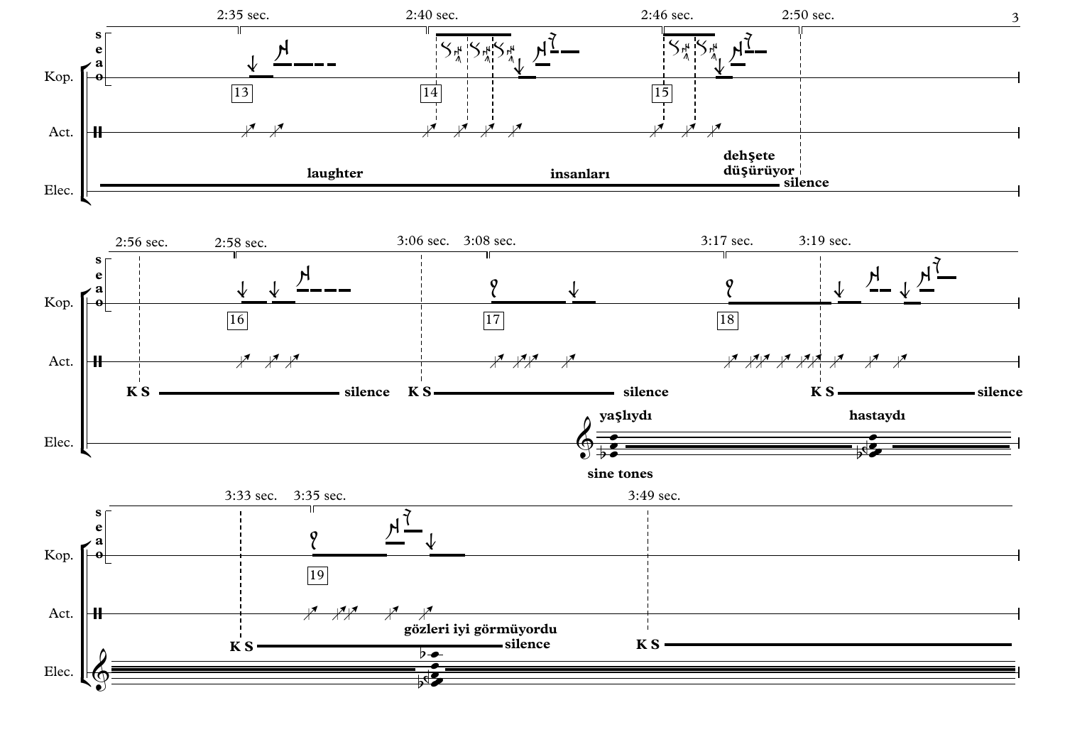2:35 sec. 2:40 sec. 2:46 sec. 2:50 sec.

Kop. 13 14 15

Act.

Elec. laughter insanları dehşete düşürüyor silence

2:56 sec. 2:58 sec. 3:06 sec. 3:08 sec. 3:17 sec. 3:19 sec.

Kop. 16 17 18

Act. K S silence K S silence K S silence

Elec. yaşlıydı hastaydı sine tones

3:33 sec. 3:35 sec. 3:49 sec.

Kop. 19

Act. gözleri iyi görmüyordu K S silence K S

Elec.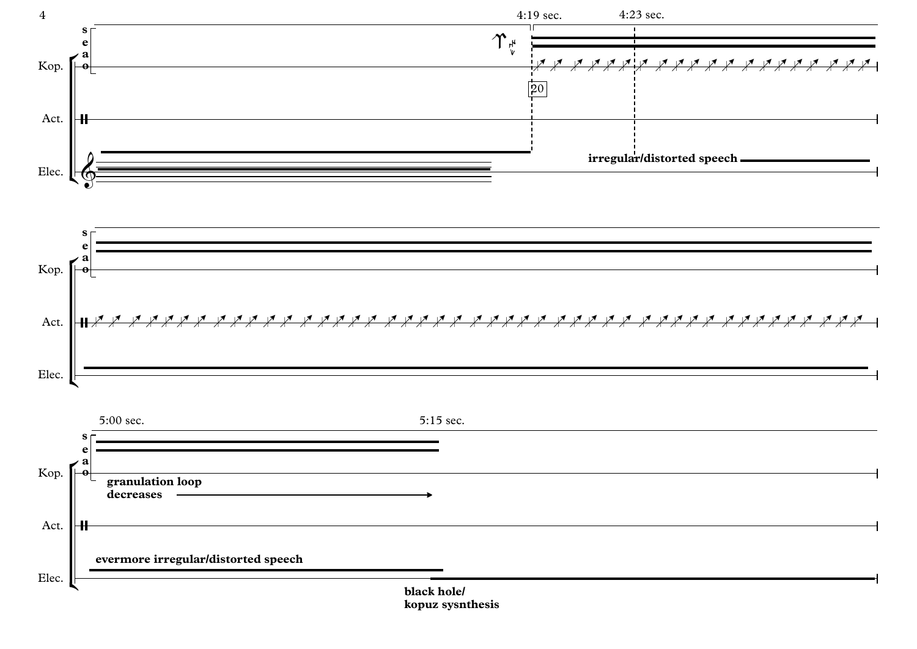4:19 sec.

4:23 sec.

s
e
a
o

Kop.

20

Act.

Elec.

irregular/distorted speech

s
e
a
o

Kop.

Act.

Elec.

5:00 sec.

5:15 sec.

s
e
a
o

Kop.

granulation loop
decreases

Act.

evermore irregular/distorted speech

Elec.

black hole/
kopuz sysnthesis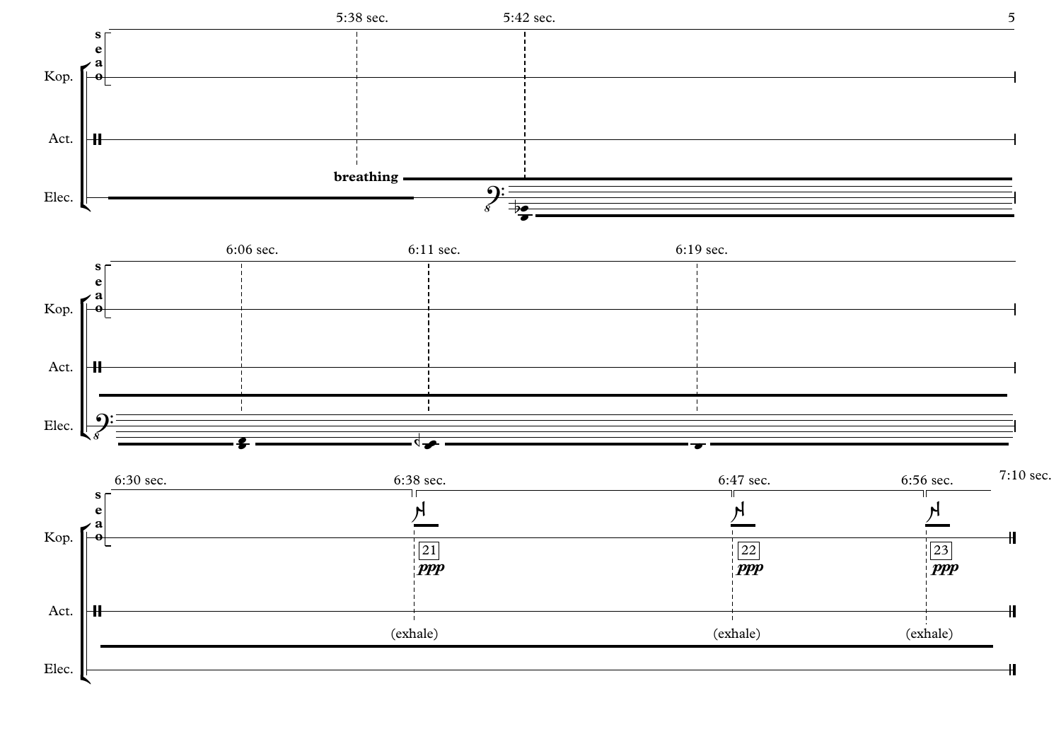5:38 sec.

5:42 sec.

Kop.

Act.

**breathing**

Elec.

6:06 sec.

6:11 sec.

6:19 sec.

Kop.

Act.

Elec.

6:30 sec.

6:38 sec.

6:47 sec.

6:56 sec.

7:10 sec.

Kop.

21 ***ppp***

22 ***ppp***

23 ***ppp***

Act.

(exhale)

(exhale)

(exhale)

Elec.